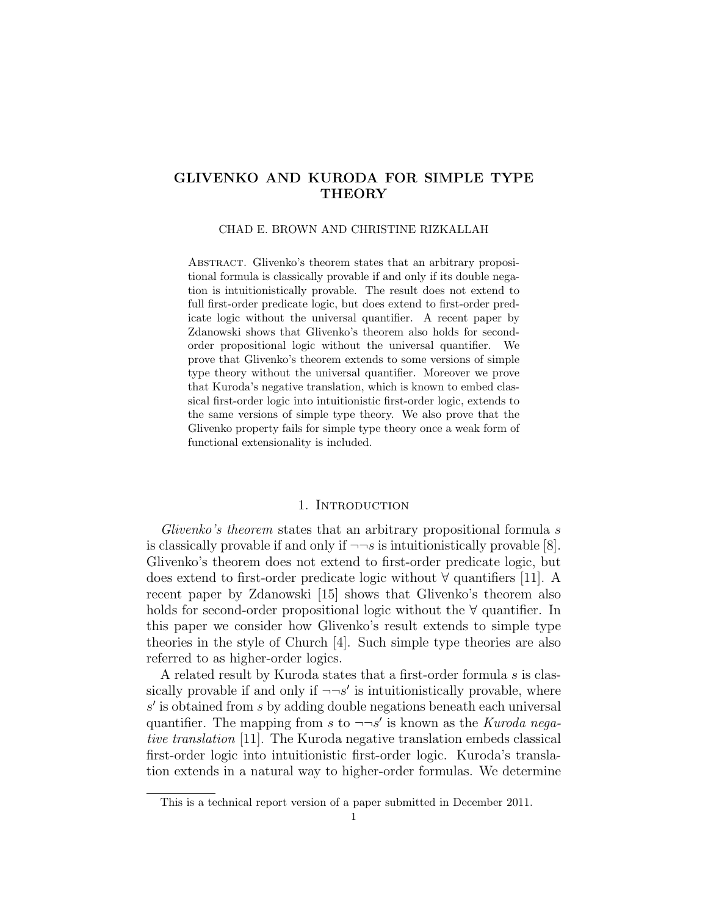# GLIVENKO AND KURODA FOR SIMPLE TYPE THEORY

CHAD E. BROWN AND CHRISTINE RIZKALLAH

Abstract. Glivenko's theorem states that an arbitrary propositional formula is classically provable if and only if its double negation is intuitionistically provable. The result does not extend to full first-order predicate logic, but does extend to first-order predicate logic without the universal quantifier. A recent paper by Zdanowski shows that Glivenko's theorem also holds for second-order propositional logic without the universal quantifier. We prove that Glivenko's theorem extends to some versions of simple type theory without the universal quantifier. Moreover we prove that Kuroda's negative translation, which is known to embed classical first-order logic into intuitionistic first-order logic, extends to the same versions of simple type theory. We also prove that the Glivenko property fails for simple type theory once a weak form of functional extensionality is included.

## 1. Introduction

*Glivenko's theorem* states that an arbitrary propositional formula $s$ is classically provable if and only if $\neg\neg s$ is intuitionistically provable [8]. Glivenko's theorem does not extend to first-order predicate logic, but does extend to first-order predicate logic without $\forall$ quantifiers [11]. A recent paper by Zdanowski [15] shows that Glivenko's theorem also holds for second-order propositional logic without the $\forall$ quantifier. In this paper we consider how Glivenko's result extends to simple type theories in the style of Church [4]. Such simple type theories are also referred to as higher-order logics.

A related result by Kuroda states that a first-order formula $s$ is classically provable if and only if $\neg\neg s'$ is intuitionistically provable, where $s'$ is obtained from $s$ by adding double negations beneath each universal quantifier. The mapping from $s$ to $\neg\neg s'$ is known as the *Kuroda negative translation* [11]. The Kuroda negative translation embeds classical first-order logic into intuitionistic first-order logic. Kuroda's translation extends in a natural way to higher-order formulas. We determine

This is a technical report version of a paper submitted in December 2011.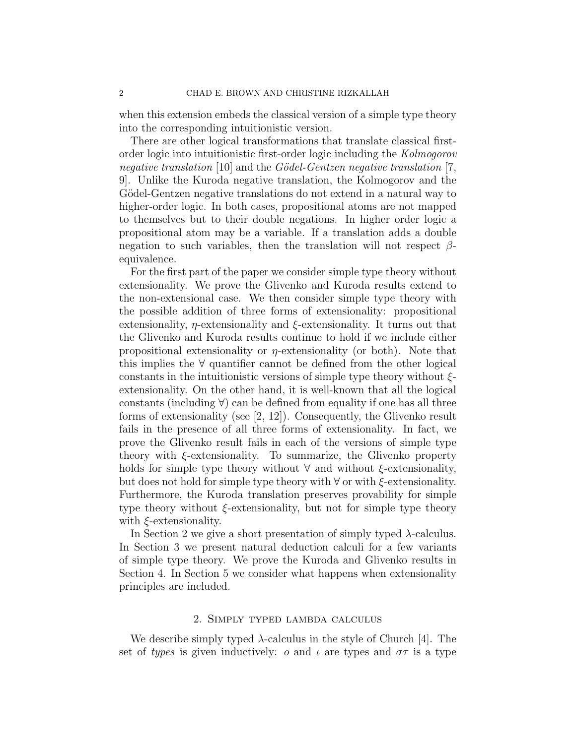when this extension embeds the classical version of a simple type theory into the corresponding intuitionistic version.

There are other logical transformations that translate classical first-order logic into intuitionistic first-order logic including the *Kolmogorov negative translation* [10] and the *Gödel-Gentzen negative translation* [7, 9]. Unlike the Kuroda negative translation, the Kolmogorov and the Gödel-Gentzen negative translations do not extend in a natural way to higher-order logic. In both cases, propositional atoms are not mapped to themselves but to their double negations. In higher order logic a propositional atom may be a variable. If a translation adds a double negation to such variables, then the translation will not respect $\beta$-equivalence.

For the first part of the paper we consider simple type theory without extensionality. We prove the Glivenko and Kuroda results extend to the non-extensional case. We then consider simple type theory with the possible addition of three forms of extensionality: propositional extensionality, $\eta$-extensionality and $\xi$-extensionality. It turns out that the Glivenko and Kuroda results continue to hold if we include either propositional extensionality or $\eta$-extensionality (or both). Note that this implies the $\forall$ quantifier cannot be defined from the other logical constants in the intuitionistic versions of simple type theory without $\xi$-extensionality. On the other hand, it is well-known that all the logical constants (including $\forall$) can be defined from equality if one has all three forms of extensionality (see [2, 12]). Consequently, the Glivenko result fails in the presence of all three forms of extensionality. In fact, we prove the Glivenko result fails in each of the versions of simple type theory with $\xi$-extensionality. To summarize, the Glivenko property holds for simple type theory without $\forall$ and without $\xi$-extensionality, but does not hold for simple type theory with $\forall$ or with $\xi$-extensionality. Furthermore, the Kuroda translation preserves provability for simple type theory without $\xi$-extensionality, but not for simple type theory with $\xi$-extensionality.

In Section 2 we give a short presentation of simply typed $\lambda$-calculus. In Section 3 we present natural deduction calculi for a few variants of simple type theory. We prove the Kuroda and Glivenko results in Section 4. In Section 5 we consider what happens when extensionality principles are included.

## 2. Simply typed lambda calculus

We describe simply typed $\lambda$-calculus in the style of Church [4]. The set of *types* is given inductively: $o$ and $\iota$ are types and $\sigma\tau$ is a type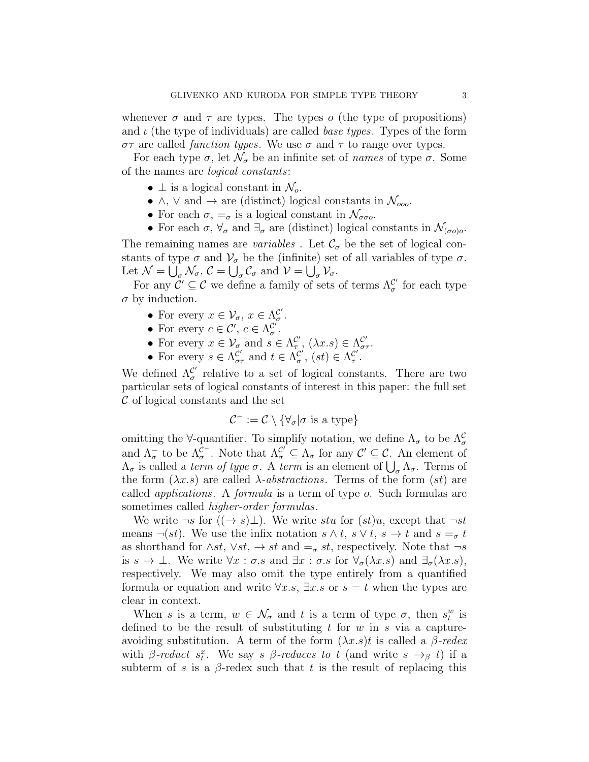whenever $\sigma$ and $\tau$ are types. The types $o$ (the type of propositions) and $\iota$ (the type of individuals) are called *base types*. Types of the form $\sigma\tau$ are called *function types*. We use $\sigma$ and $\tau$ to range over types.

For each type $\sigma$, let $\mathcal{N}_\sigma$ be an infinite set of *names* of type $\sigma$. Some of the names are *logical constants*:

- $\bot$ is a logical constant in $\mathcal{N}_o$.
- $\wedge$, $\vee$ and $\rightarrow$ are (distinct) logical constants in $\mathcal{N}_{ooo}$.
- For each $\sigma$, $=_\sigma$ is a logical constant in $\mathcal{N}_{\sigma\sigma o}$.
- For each $\sigma$, $\forall_\sigma$ and $\exists_\sigma$ are (distinct) logical constants in $\mathcal{N}_{(\sigma o)o}$.

The remaining names are *variables* . Let $\mathcal{C}_\sigma$ be the set of logical constants of type $\sigma$ and $\mathcal{V}_\sigma$ be the (infinite) set of all variables of type $\sigma$. Let $\mathcal{N} = \bigcup_\sigma \mathcal{N}_\sigma$, $\mathcal{C} = \bigcup_\sigma \mathcal{C}_\sigma$ and $\mathcal{V} = \bigcup_\sigma \mathcal{V}_\sigma$.

For any $\mathcal{C}' \subseteq \mathcal{C}$ we define a family of sets of terms $\Lambda_\sigma^{\mathcal{C}'}$ for each type $\sigma$ by induction.

- For every $x \in \mathcal{V}_\sigma$, $x \in \Lambda_\sigma^{\mathcal{C}'}$.
- For every $c \in \mathcal{C}'$, $c \in \Lambda_\sigma^{\mathcal{C}'}$.
- For every $x \in \mathcal{V}_\sigma$ and $s \in \Lambda_\tau^{\mathcal{C}'}$, $(\lambda x.s) \in \Lambda_{\sigma\tau}^{\mathcal{C}'}$.
- For every $s \in \Lambda_{\sigma\tau}^{\mathcal{C}'}$ and $t \in \Lambda_\sigma^{\mathcal{C}'}$, $(st) \in \Lambda_\tau^{\mathcal{C}'}$.

We defined $\Lambda_\sigma^{\mathcal{C}'}$ relative to a set of logical constants. There are two particular sets of logical constants of interest in this paper: the full set $\mathcal{C}$ of logical constants and the set

$$\mathcal{C}^- := \mathcal{C} \setminus \{\forall_\sigma | \sigma \text{ is a type}\}$$

omitting the $\forall$-quantifier. To simplify notation, we define $\Lambda_\sigma$ to be $\Lambda_\sigma^{\mathcal{C}}$ and $\Lambda_\sigma^-$ to be $\Lambda_\sigma^{\mathcal{C}^-}$. Note that $\Lambda_\sigma^{\mathcal{C}'} \subseteq \Lambda_\sigma$ for any $\mathcal{C}' \subseteq \mathcal{C}$. An element of $\Lambda_\sigma$ is called a *term of type* $\sigma$. A *term* is an element of $\bigcup_\sigma \Lambda_\sigma$. Terms of the form $(\lambda x.s)$ are called $\lambda$-*abstractions*. Terms of the form $(st)$ are called *applications*. A *formula* is a term of type $o$. Such formulas are sometimes called *higher-order formulas*.

We write $\neg s$ for $((\rightarrow s)\bot)$. We write $stu$ for $(st)u$, except that $\neg st$ means $\neg(st)$. We use the infix notation $s \wedge t$, $s \vee t$, $s \rightarrow t$ and $s =_\sigma t$ as shorthand for $\wedge st$, $\vee st$, $\rightarrow st$ and $=_\sigma st$, respectively. Note that $\neg s$ is $s \rightarrow \bot$. We write $\forall x : \sigma.s$ and $\exists x : \sigma.s$ for $\forall_\sigma(\lambda x.s)$ and $\exists_\sigma(\lambda x.s)$, respectively. We may also omit the type entirely from a quantified formula or equation and write $\forall x.s$, $\exists x.s$ or $s = t$ when the types are clear in context.

When $s$ is a term, $w \in \mathcal{N}_\sigma$ and $t$ is a term of type $\sigma$, then $s_t^w$ is defined to be the result of substituting $t$ for $w$ in $s$ via a capture-avoiding substitution. A term of the form $(\lambda x.s)t$ is called a $\beta$-*redex* with $\beta$-*reduct* $s_t^x$. We say $s$ $\beta$-*reduces to* $t$ (and write $s \rightarrow_\beta t$) if a subterm of $s$ is a $\beta$-redex such that $t$ is the result of replacing this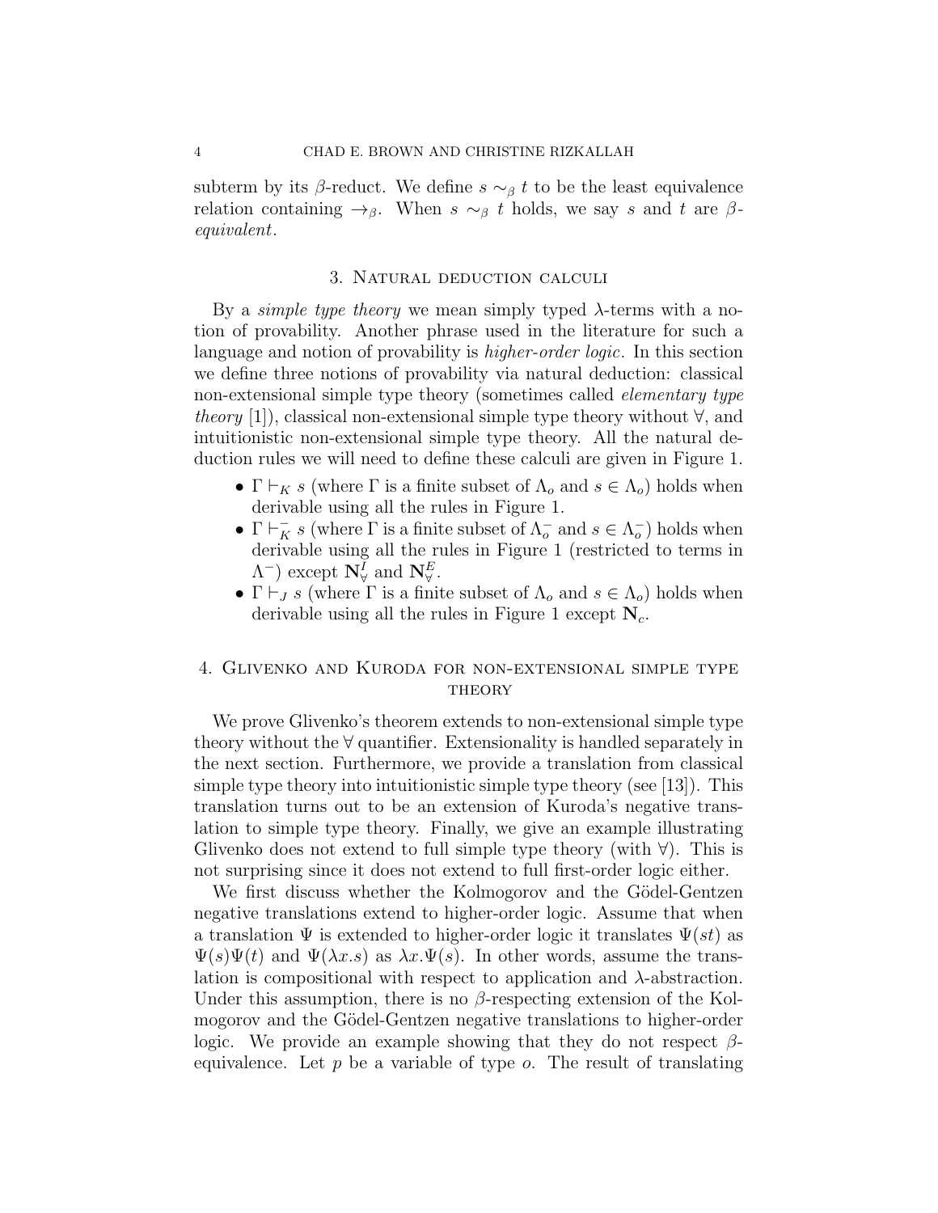subterm by its $\beta$-reduct. We define $s \sim_\beta t$ to be the least equivalence relation containing $\to_\beta$. When $s \sim_\beta t$ holds, we say $s$ and $t$ are *$\beta$-equivalent*.

## 3. Natural deduction calculi

By a *simple type theory* we mean simply typed $\lambda$-terms with a notion of provability. Another phrase used in the literature for such a language and notion of provability is *higher-order logic*. In this section we define three notions of provability via natural deduction: classical non-extensional simple type theory (sometimes called *elementary type theory* [1]), classical non-extensional simple type theory without $\forall$, and intuitionistic non-extensional simple type theory. All the natural deduction rules we will need to define these calculi are given in Figure 1.

- $\Gamma \vdash_K s$ (where $\Gamma$ is a finite subset of $\Lambda_o$ and $s \in \Lambda_o$) holds when derivable using all the rules in Figure 1.
- $\Gamma \vdash_K^- s$ (where $\Gamma$ is a finite subset of $\Lambda_o^-$ and $s \in \Lambda_o^-$) holds when derivable using all the rules in Figure 1 (restricted to terms in $\Lambda^-$) except $\mathbf{N}_\forall^I$ and $\mathbf{N}_\forall^E$.
- $\Gamma \vdash_J s$ (where $\Gamma$ is a finite subset of $\Lambda_o$ and $s \in \Lambda_o$) holds when derivable using all the rules in Figure 1 except $\mathbf{N}_c$.

## 4. Glivenko and Kuroda for non-extensional simple type theory

We prove Glivenko's theorem extends to non-extensional simple type theory without the $\forall$ quantifier. Extensionality is handled separately in the next section. Furthermore, we provide a translation from classical simple type theory into intuitionistic simple type theory (see [13]). This translation turns out to be an extension of Kuroda's negative translation to simple type theory. Finally, we give an example illustrating Glivenko does not extend to full simple type theory (with $\forall$). This is not surprising since it does not extend to full first-order logic either.

We first discuss whether the Kolmogorov and the Gödel-Gentzen negative translations extend to higher-order logic. Assume that when a translation $\Psi$ is extended to higher-order logic it translates $\Psi(st)$ as $\Psi(s)\Psi(t)$ and $\Psi(\lambda x.s)$ as $\lambda x.\Psi(s)$. In other words, assume the translation is compositional with respect to application and $\lambda$-abstraction. Under this assumption, there is no $\beta$-respecting extension of the Kolmogorov and the Gödel-Gentzen negative translations to higher-order logic. We provide an example showing that they do not respect $\beta$-equivalence. Let $p$ be a variable of type $o$. The result of translating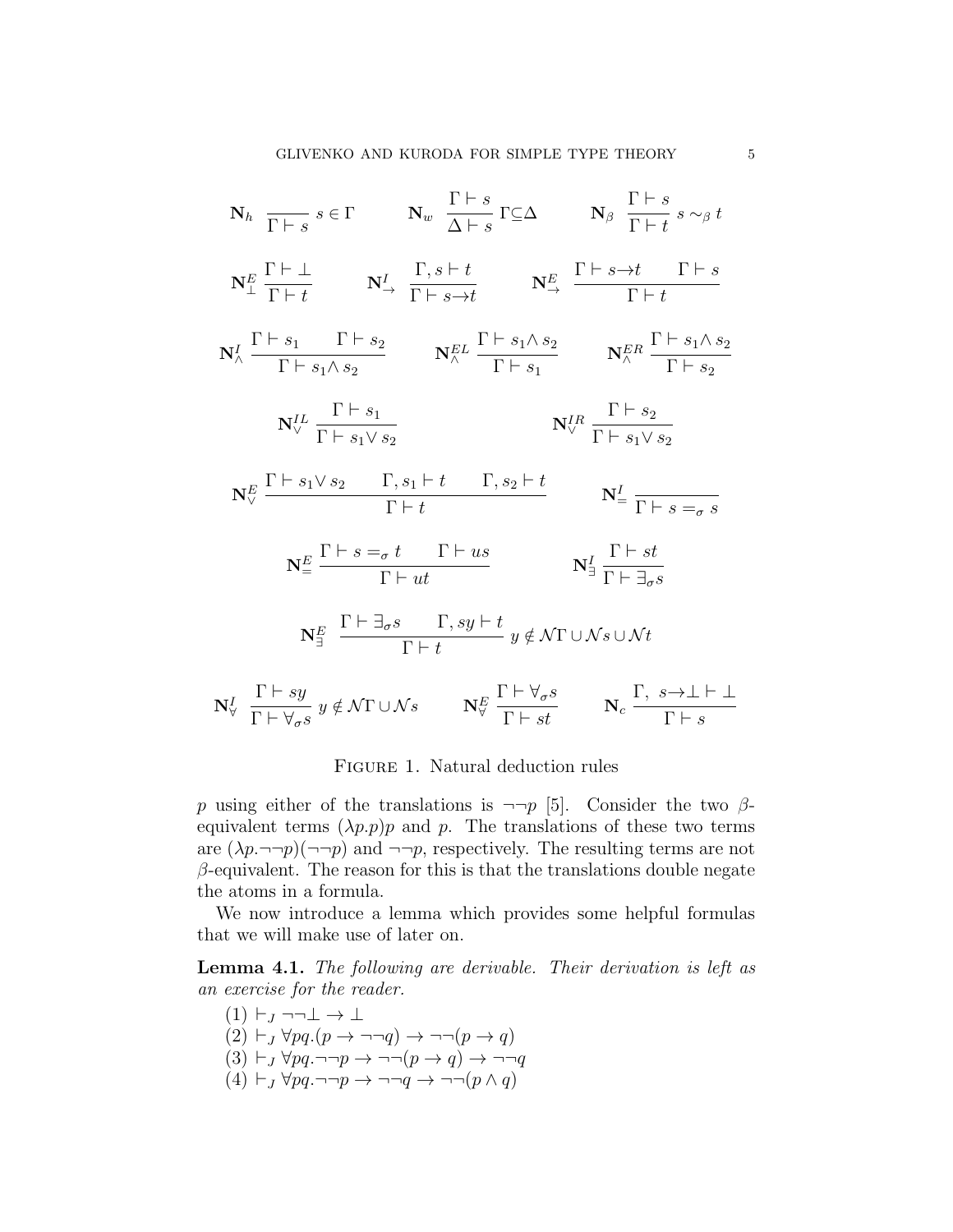$$\mathbf{N}_h \;\; \frac{}{\Gamma \vdash s}\; s \in \Gamma \qquad \mathbf{N}_w \;\; \frac{\Gamma \vdash s}{\Delta \vdash s}\; \Gamma {\subseteq} \Delta \qquad \mathbf{N}_\beta \;\; \frac{\Gamma \vdash s}{\Gamma \vdash t}\; s \sim_\beta t$$

$$\mathbf{N}^E_\bot \; \frac{\Gamma \vdash \bot}{\Gamma \vdash t} \qquad \mathbf{N}^I_\to \;\; \frac{\Gamma, s \vdash t}{\Gamma \vdash s {\to} t} \qquad \mathbf{N}^E_\to \;\; \frac{\Gamma \vdash s {\to} t \qquad \Gamma \vdash s}{\Gamma \vdash t}$$

$$\mathbf{N}^I_\wedge \; \frac{\Gamma \vdash s_1 \qquad \Gamma \vdash s_2}{\Gamma \vdash s_1 {\wedge}\, s_2} \qquad \mathbf{N}^{EL}_\wedge \; \frac{\Gamma \vdash s_1 {\wedge}\, s_2}{\Gamma \vdash s_1} \qquad \mathbf{N}^{ER}_\wedge \; \frac{\Gamma \vdash s_1 {\wedge}\, s_2}{\Gamma \vdash s_2}$$

$$\mathbf{N}^{IL}_\vee \; \frac{\Gamma \vdash s_1}{\Gamma \vdash s_1 {\vee}\, s_2} \qquad \qquad \mathbf{N}^{IR}_\vee \; \frac{\Gamma \vdash s_2}{\Gamma \vdash s_1 {\vee}\, s_2}$$

$$\mathbf{N}^E_\vee \; \frac{\Gamma \vdash s_1 {\vee}\, s_2 \qquad \Gamma, s_1 \vdash t \qquad \Gamma, s_2 \vdash t}{\Gamma \vdash t} \qquad \mathbf{N}^I_= \; \frac{}{\Gamma \vdash s =_\sigma s}$$

$$\mathbf{N}^E_= \; \frac{\Gamma \vdash s =_\sigma t \qquad \Gamma \vdash us}{\Gamma \vdash ut} \qquad \mathbf{N}^I_\exists \; \frac{\Gamma \vdash st}{\Gamma \vdash \exists_\sigma s}$$

$$\mathbf{N}^E_\exists \;\; \frac{\Gamma \vdash \exists_\sigma s \qquad \Gamma, sy \vdash t}{\Gamma \vdash t}\; y \notin \mathcal{N}\Gamma \cup \mathcal{N}s \cup \mathcal{N}t$$

$$\mathbf{N}^I_\forall \;\; \frac{\Gamma \vdash sy}{\Gamma \vdash \forall_\sigma s}\; y \notin \mathcal{N}\Gamma \cup \mathcal{N}s \qquad \mathbf{N}^E_\forall \; \frac{\Gamma \vdash \forall_\sigma s}{\Gamma \vdash st} \qquad \mathbf{N}_c \; \frac{\Gamma,\; s {\to} \bot \vdash \bot}{\Gamma \vdash s}$$

Figure 1. Natural deduction rules

$p$ using either of the translations is $\neg\neg p$ [5]. Consider the two $\beta$-equivalent terms $(\lambda p.p)p$ and $p$. The translations of these two terms are $(\lambda p.\neg\neg p)(\neg\neg p)$ and $\neg\neg p$, respectively. The resulting terms are not $\beta$-equivalent. The reason for this is that the translations double negate the atoms in a formula.

We now introduce a lemma which provides some helpful formulas that we will make use of later on.

**Lemma 4.1.** *The following are derivable. Their derivation is left as an exercise for the reader.*

(1) $\vdash_J \neg\neg\bot \to \bot$
(2) $\vdash_J \forall pq.(p \to \neg\neg q) \to \neg\neg(p \to q)$
(3) $\vdash_J \forall pq.\neg\neg p \to \neg\neg(p \to q) \to \neg\neg q$
(4) $\vdash_J \forall pq.\neg\neg p \to \neg\neg q \to \neg\neg(p \wedge q)$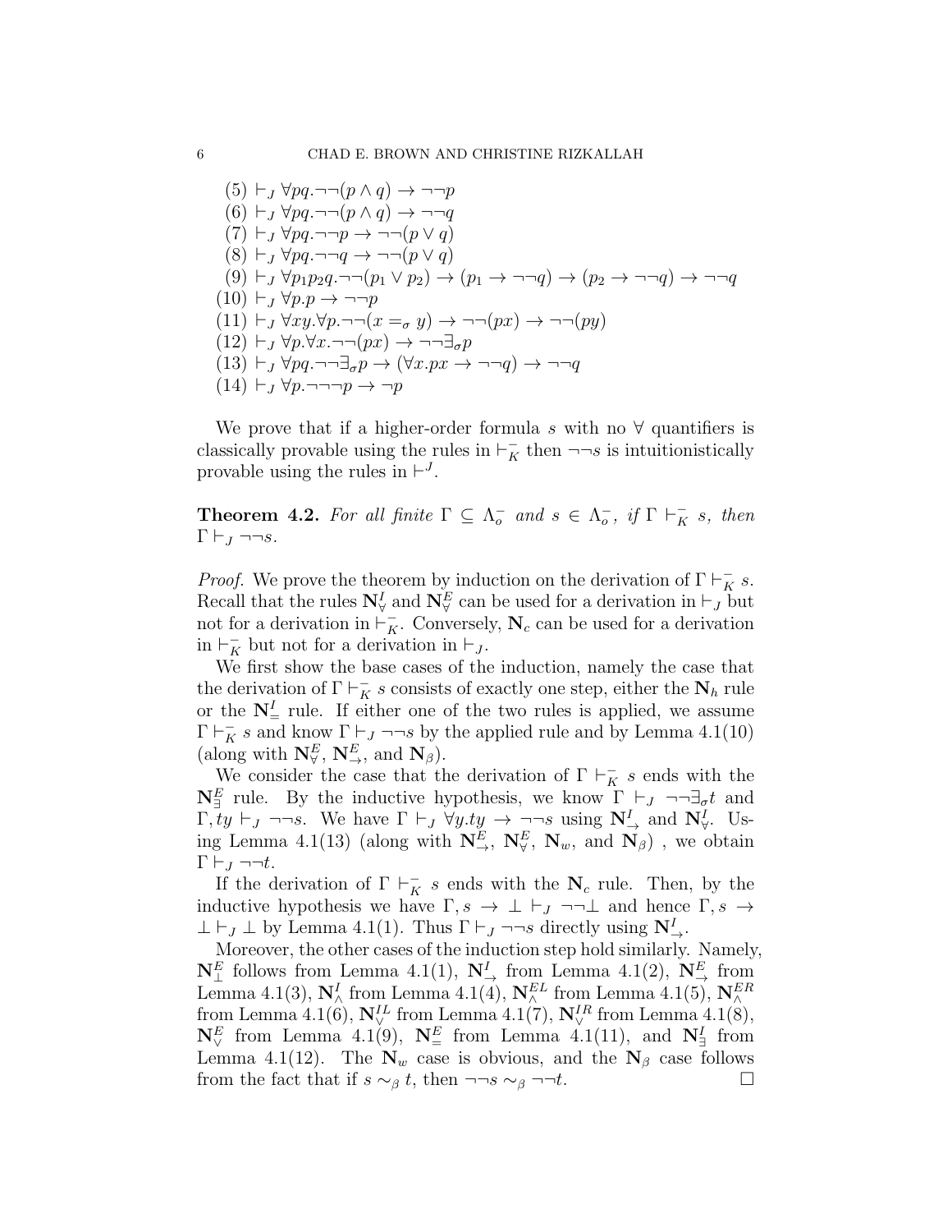(5) $\vdash_J \forall pq.\neg\neg(p \wedge q) \rightarrow \neg\neg p$
(6) $\vdash_J \forall pq.\neg\neg(p \wedge q) \rightarrow \neg\neg q$
(7) $\vdash_J \forall pq.\neg\neg p \rightarrow \neg\neg(p \vee q)$
(8) $\vdash_J \forall pq.\neg\neg q \rightarrow \neg\neg(p \vee q)$
(9) $\vdash_J \forall p_1 p_2 q.\neg\neg(p_1 \vee p_2) \rightarrow (p_1 \rightarrow \neg\neg q) \rightarrow (p_2 \rightarrow \neg\neg q) \rightarrow \neg\neg q$
(10) $\vdash_J \forall p.p \rightarrow \neg\neg p$
(11) $\vdash_J \forall xy.\forall p.\neg\neg(x =_\sigma y) \rightarrow \neg\neg(px) \rightarrow \neg\neg(py)$
(12) $\vdash_J \forall p.\forall x.\neg\neg(px) \rightarrow \neg\neg\exists_\sigma p$
(13) $\vdash_J \forall pq.\neg\neg\exists_\sigma p \rightarrow (\forall x.px \rightarrow \neg\neg q) \rightarrow \neg\neg q$
(14) $\vdash_J \forall p.\neg\neg\neg p \rightarrow \neg p$

We prove that if a higher-order formula $s$ with no $\forall$ quantifiers is classically provable using the rules in $\vdash_K^-$ then $\neg\neg s$ is intuitionistically provable using the rules in $\vdash^J$.

**Theorem 4.2.** *For all finite $\Gamma \subseteq \Lambda_o^-$ and $s \in \Lambda_o^-$, if $\Gamma \vdash_K^- s$, then $\Gamma \vdash_J \neg\neg s$.*

*Proof.* We prove the theorem by induction on the derivation of $\Gamma \vdash_K^- s$. Recall that the rules $\mathbf{N}_\forall^I$ and $\mathbf{N}_\forall^E$ can be used for a derivation in $\vdash_J$ but not for a derivation in $\vdash_K^-$. Conversely, $\mathbf{N}_c$ can be used for a derivation in $\vdash_K^-$ but not for a derivation in $\vdash_J$.

We first show the base cases of the induction, namely the case that the derivation of $\Gamma \vdash_K^- s$ consists of exactly one step, either the $\mathbf{N}_h$ rule or the $\mathbf{N}_=^I$ rule. If either one of the two rules is applied, we assume $\Gamma \vdash_K^- s$ and know $\Gamma \vdash_J \neg\neg s$ by the applied rule and by Lemma 4.1(10) (along with $\mathbf{N}_\forall^E$, $\mathbf{N}_\rightarrow^E$, and $\mathbf{N}_\beta$).

We consider the case that the derivation of $\Gamma \vdash_K^- s$ ends with the $\mathbf{N}_\exists^E$ rule. By the inductive hypothesis, we know $\Gamma \vdash_J \neg\neg\exists_\sigma t$ and $\Gamma, ty \vdash_J \neg\neg s$. We have $\Gamma \vdash_J \forall y.ty \rightarrow \neg\neg s$ using $\mathbf{N}_\rightarrow^I$ and $\mathbf{N}_\forall^I$. Using Lemma 4.1(13) (along with $\mathbf{N}_\rightarrow^E$, $\mathbf{N}_\forall^E$, $\mathbf{N}_w$, and $\mathbf{N}_\beta$) , we obtain $\Gamma \vdash_J \neg\neg t$.

If the derivation of $\Gamma \vdash_K^- s$ ends with the $\mathbf{N}_c$ rule. Then, by the inductive hypothesis we have $\Gamma, s \rightarrow \bot \vdash_J \neg\neg\bot$ and hence $\Gamma, s \rightarrow \bot \vdash_J \bot$ by Lemma 4.1(1). Thus $\Gamma \vdash_J \neg\neg s$ directly using $\mathbf{N}_\rightarrow^I$.

Moreover, the other cases of the induction step hold similarly. Namely, $\mathbf{N}_\bot^E$ follows from Lemma 4.1(1), $\mathbf{N}_\rightarrow^I$ from Lemma 4.1(2), $\mathbf{N}_\rightarrow^E$ from Lemma 4.1(3), $\mathbf{N}_\wedge^I$ from Lemma 4.1(4), $\mathbf{N}_\wedge^{EL}$ from Lemma 4.1(5), $\mathbf{N}_\wedge^{ER}$ from Lemma 4.1(6), $\mathbf{N}_\vee^{IL}$ from Lemma 4.1(7), $\mathbf{N}_\vee^{IR}$ from Lemma 4.1(8), $\mathbf{N}_\vee^E$ from Lemma 4.1(9), $\mathbf{N}_=^E$ from Lemma 4.1(11), and $\mathbf{N}_\exists^I$ from Lemma 4.1(12). The $\mathbf{N}_w$ case is obvious, and the $\mathbf{N}_\beta$ case follows from the fact that if $s \sim_\beta t$, then $\neg\neg s \sim_\beta \neg\neg t$. $\square$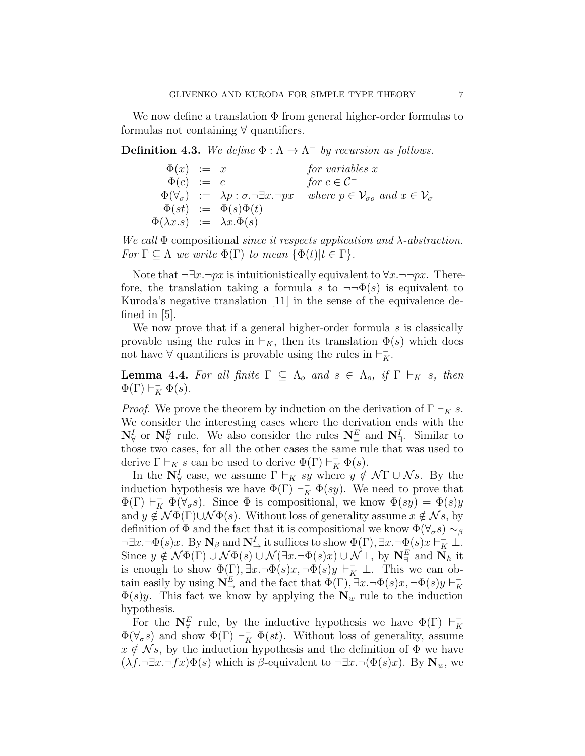We now define a translation $\Phi$ from general higher-order formulas to formulas not containing $\forall$ quantifiers.

**Definition 4.3.** *We define* $\Phi : \Lambda \to \Lambda^-$ *by recursion as follows.*

$$
\begin{array}{rcll}
\Phi(x) & := & x & \text{for variables } x \\
\Phi(c) & := & c & \text{for } c \in \mathcal{C}^- \\
\Phi(\forall_\sigma) & := & \lambda p : \sigma . \neg \exists x . \neg p x & \text{where } p \in \mathcal{V}_{\sigma o} \text{ and } x \in \mathcal{V}_\sigma \\
\Phi(st) & := & \Phi(s)\Phi(t) & \\
\Phi(\lambda x . s) & := & \lambda x . \Phi(s) &
\end{array}
$$

*We call* $\Phi$ compositional *since it respects application and* $\lambda$*-abstraction. For* $\Gamma \subseteq \Lambda$ *we write* $\Phi(\Gamma)$ *to mean* $\{\Phi(t) | t \in \Gamma\}$.

Note that $\neg \exists x . \neg p x$ is intuitionistically equivalent to $\forall x . \neg\neg p x$. Therefore, the translation taking a formula $s$ to $\neg\neg\Phi(s)$ is equivalent to Kuroda's negative translation [11] in the sense of the equivalence defined in [5].

We now prove that if a general higher-order formula $s$ is classically provable using the rules in $\vdash_K$, then its translation $\Phi(s)$ which does not have $\forall$ quantifiers is provable using the rules in $\vdash_K^-$.

**Lemma 4.4.** *For all finite* $\Gamma \subseteq \Lambda_o$ *and* $s \in \Lambda_o$*, if* $\Gamma \vdash_K s$*, then* $\Phi(\Gamma) \vdash_K^- \Phi(s)$.

*Proof.* We prove the theorem by induction on the derivation of $\Gamma \vdash_K s$. We consider the interesting cases where the derivation ends with the $\mathbf{N}_\forall^I$ or $\mathbf{N}_\forall^E$ rule. We also consider the rules $\mathbf{N}_=^E$ and $\mathbf{N}_\exists^I$. Similar to those two cases, for all the other cases the same rule that was used to derive $\Gamma \vdash_K s$ can be used to derive $\Phi(\Gamma) \vdash_K^- \Phi(s)$.

In the $\mathbf{N}_\forall^I$ case, we assume $\Gamma \vdash_K sy$ where $y \notin \mathcal{N}\Gamma \cup \mathcal{N}s$. By the induction hypothesis we have $\Phi(\Gamma) \vdash_K^- \Phi(sy)$. We need to prove that $\Phi(\Gamma) \vdash_K^- \Phi(\forall_\sigma s)$. Since $\Phi$ is compositional, we know $\Phi(sy) = \Phi(s)y$ and $y \notin \mathcal{N}\Phi(\Gamma) \cup \mathcal{N}\Phi(s)$. Without loss of generality assume $x \notin \mathcal{N}s$, by definition of $\Phi$ and the fact that it is compositional we know $\Phi(\forall_\sigma s) \sim_\beta \neg \exists x . \neg \Phi(s)x$. By $\mathbf{N}_\beta$ and $\mathbf{N}_\to^I$, it suffices to show $\Phi(\Gamma), \exists x . \neg \Phi(s)x \vdash_K^- \bot$. Since $y \notin \mathcal{N}\Phi(\Gamma) \cup \mathcal{N}\Phi(s) \cup \mathcal{N}(\exists x . \neg \Phi(s)x) \cup \mathcal{N}\bot$, by $\mathbf{N}_\exists^E$ and $\mathbf{N}_h$ it is enough to show $\Phi(\Gamma), \exists x . \neg \Phi(s)x, \neg \Phi(s)y \vdash_K^- \bot$. This we can obtain easily by using $\mathbf{N}_\to^E$ and the fact that $\Phi(\Gamma), \exists x . \neg \Phi(s)x, \neg \Phi(s)y \vdash_K^- \Phi(s)y$. This fact we know by applying the $\mathbf{N}_w$ rule to the induction hypothesis.

For the $\mathbf{N}_\forall^E$ rule, by the inductive hypothesis we have $\Phi(\Gamma) \vdash_K^- \Phi(\forall_\sigma s)$ and show $\Phi(\Gamma) \vdash_K^- \Phi(st)$. Without loss of generality, assume $x \notin \mathcal{N}s$, by the induction hypothesis and the definition of $\Phi$ we have $(\lambda f . \neg \exists x . \neg f x)\Phi(s)$ which is $\beta$-equivalent to $\neg \exists x . \neg(\Phi(s)x)$. By $\mathbf{N}_w$, we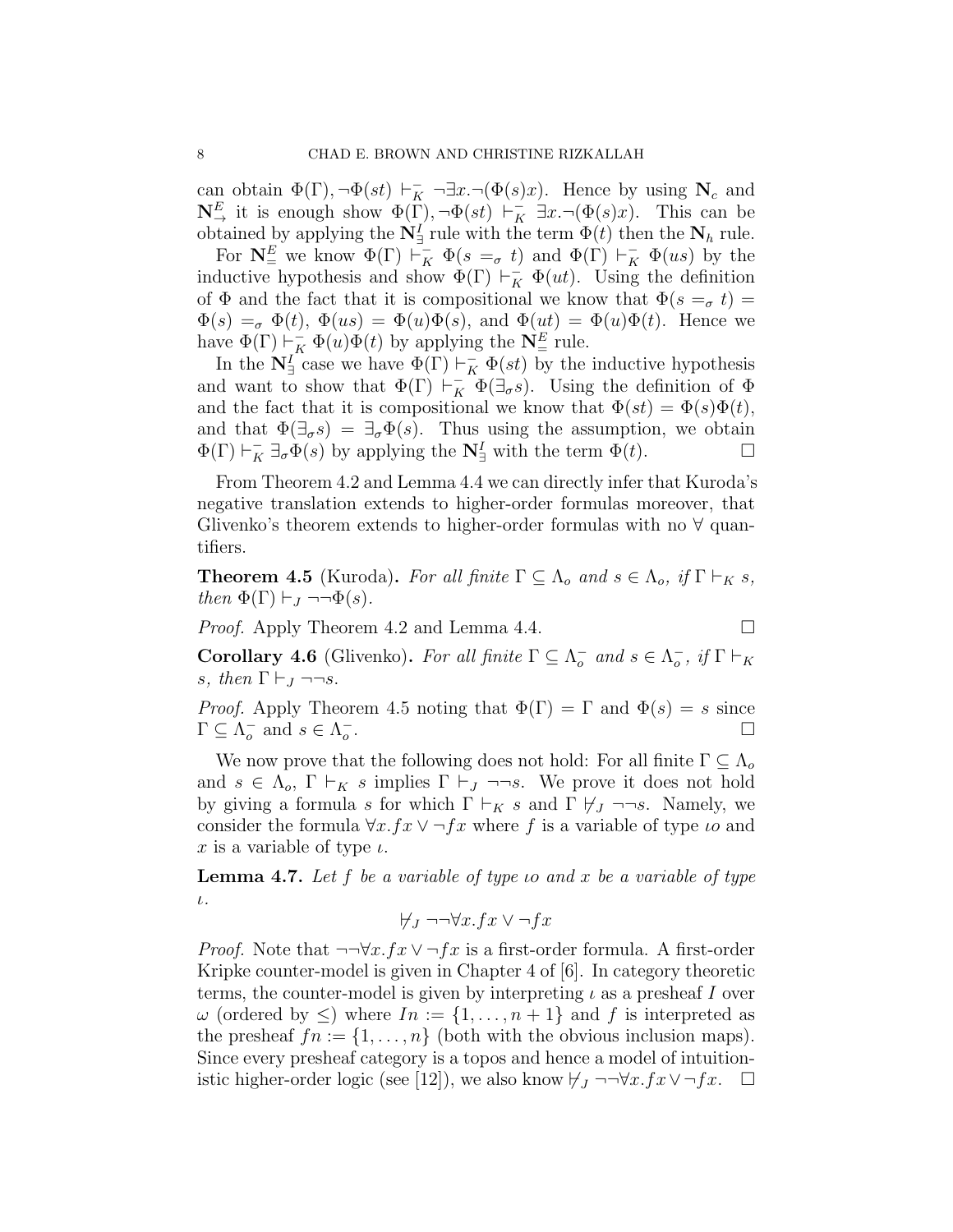can obtain $\Phi(\Gamma), \neg\Phi(st) \vdash_K^- \neg\exists x.\neg(\Phi(s)x)$. Hence by using $\mathbf{N}_c$ and $\mathbf{N}_\rightarrow^E$ it is enough show $\Phi(\Gamma), \neg\Phi(st) \vdash_K^- \exists x.\neg(\Phi(s)x)$. This can be obtained by applying the $\mathbf{N}_\exists^I$ rule with the term $\Phi(t)$ then the $\mathbf{N}_h$ rule.

For $\mathbf{N}_=^E$ we know $\Phi(\Gamma) \vdash_K^- \Phi(s =_\sigma t)$ and $\Phi(\Gamma) \vdash_K^- \Phi(us)$ by the inductive hypothesis and show $\Phi(\Gamma) \vdash_K^- \Phi(ut)$. Using the definition of $\Phi$ and the fact that it is compositional we know that $\Phi(s =_\sigma t) = \Phi(s) =_\sigma \Phi(t)$, $\Phi(us) = \Phi(u)\Phi(s)$, and $\Phi(ut) = \Phi(u)\Phi(t)$. Hence we have $\Phi(\Gamma) \vdash_K^- \Phi(u)\Phi(t)$ by applying the $\mathbf{N}_=^E$ rule.

In the $\mathbf{N}_\exists^I$ case we have $\Phi(\Gamma) \vdash_K^- \Phi(st)$ by the inductive hypothesis and want to show that $\Phi(\Gamma) \vdash_K^- \Phi(\exists_\sigma s)$. Using the definition of $\Phi$ and the fact that it is compositional we know that $\Phi(st) = \Phi(s)\Phi(t)$, and that $\Phi(\exists_\sigma s) = \exists_\sigma \Phi(s)$. Thus using the assumption, we obtain $\Phi(\Gamma) \vdash_K^- \exists_\sigma \Phi(s)$ by applying the $\mathbf{N}_\exists^I$ with the term $\Phi(t)$. □

From Theorem 4.2 and Lemma 4.4 we can directly infer that Kuroda's negative translation extends to higher-order formulas moreover, that Glivenko's theorem extends to higher-order formulas with no $\forall$ quantifiers.

**Theorem 4.5** (Kuroda)**.** *For all finite $\Gamma \subseteq \Lambda_o$ and $s \in \Lambda_o$, if $\Gamma \vdash_K s$, then $\Phi(\Gamma) \vdash_J \neg\neg\Phi(s)$.*

*Proof.* Apply Theorem 4.2 and Lemma 4.4. □

**Corollary 4.6** (Glivenko)**.** *For all finite $\Gamma \subseteq \Lambda_o^-$ and $s \in \Lambda_o^-$, if $\Gamma \vdash_K s$, then $\Gamma \vdash_J \neg\neg s$.*

*Proof.* Apply Theorem 4.5 noting that $\Phi(\Gamma) = \Gamma$ and $\Phi(s) = s$ since $\Gamma \subseteq \Lambda_o^-$ and $s \in \Lambda_o^-$. □

We now prove that the following does not hold: For all finite $\Gamma \subseteq \Lambda_o$ and $s \in \Lambda_o$, $\Gamma \vdash_K s$ implies $\Gamma \vdash_J \neg\neg s$. We prove it does not hold by giving a formula $s$ for which $\Gamma \vdash_K s$ and $\Gamma \not\vdash_J \neg\neg s$. Namely, we consider the formula $\forall x.fx \vee \neg fx$ where $f$ is a variable of type $\iota o$ and $x$ is a variable of type $\iota$.

**Lemma 4.7.** *Let $f$ be a variable of type $\iota o$ and $x$ be a variable of type $\iota$.*

$$\not\vdash_J \neg\neg\forall x.fx \vee \neg fx$$

*Proof.* Note that $\neg\neg\forall x.fx \vee \neg fx$ is a first-order formula. A first-order Kripke counter-model is given in Chapter 4 of [6]. In category theoretic terms, the counter-model is given by interpreting $\iota$ as a presheaf $I$ over $\omega$ (ordered by $\leq$) where $In := \{1, \ldots, n+1\}$ and $f$ is interpreted as the presheaf $fn := \{1, \ldots, n\}$ (both with the obvious inclusion maps). Since every presheaf category is a topos and hence a model of intuitionistic higher-order logic (see [12]), we also know $\not\vdash_J \neg\neg\forall x.fx \vee \neg fx$. □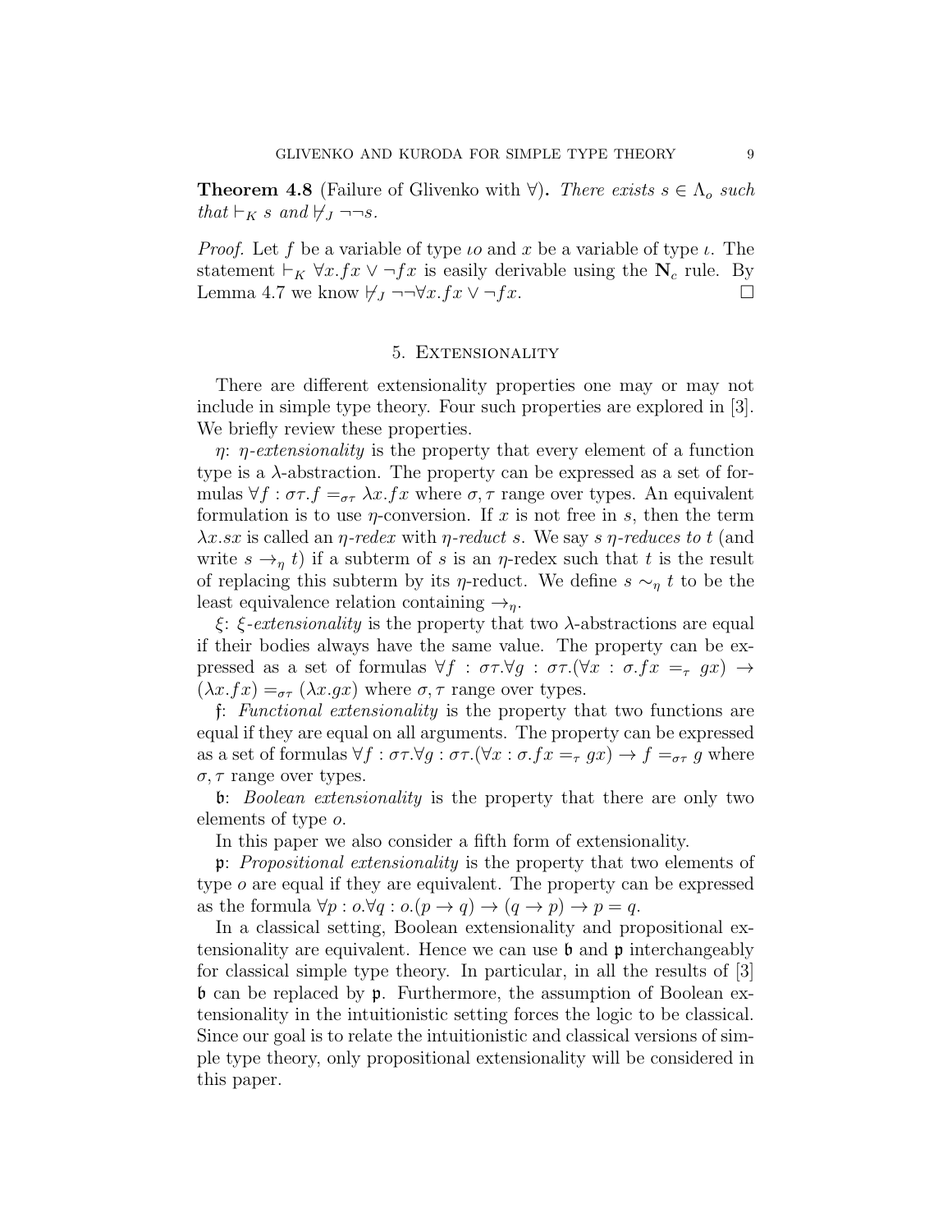**Theorem 4.8** (Failure of Glivenko with $\forall$)**.** *There exists $s \in \Lambda_o$ such that $\vdash_K s$ and $\not\vdash_J \neg\neg s$.*

*Proof.* Let $f$ be a variable of type $\iota o$ and $x$ be a variable of type $\iota$. The statement $\vdash_K \forall x.fx \vee \neg fx$ is easily derivable using the $\mathbf{N}_c$ rule. By Lemma 4.7 we know $\not\vdash_J \neg\neg\forall x.fx \vee \neg fx$. □

## 5. Extensionality

There are different extensionality properties one may or may not include in simple type theory. Four such properties are explored in [3]. We briefly review these properties.

$\eta$: *$\eta$-extensionality* is the property that every element of a function type is a $\lambda$-abstraction. The property can be expressed as a set of formulas $\forall f : \sigma\tau.f =_{\sigma\tau} \lambda x.fx$ where $\sigma, \tau$ range over types. An equivalent formulation is to use $\eta$-conversion. If $x$ is not free in $s$, then the term $\lambda x.sx$ is called an *$\eta$-redex* with *$\eta$-reduct* $s$. We say *$s$ $\eta$-reduces to $t$* (and write $s \to_\eta t$) if a subterm of $s$ is an $\eta$-redex such that $t$ is the result of replacing this subterm by its $\eta$-reduct. We define $s \sim_\eta t$ to be the least equivalence relation containing $\to_\eta$.

$\xi$: *$\xi$-extensionality* is the property that two $\lambda$-abstractions are equal if their bodies always have the same value. The property can be expressed as a set of formulas $\forall f : \sigma\tau.\forall g : \sigma\tau.(\forall x : \sigma.fx =_\tau gx) \to (\lambda x.fx) =_{\sigma\tau} (\lambda x.gx)$ where $\sigma, \tau$ range over types.

$\mathfrak{f}$: *Functional extensionality* is the property that two functions are equal if they are equal on all arguments. The property can be expressed as a set of formulas $\forall f : \sigma\tau.\forall g : \sigma\tau.(\forall x : \sigma.fx =_\tau gx) \to f =_{\sigma\tau} g$ where $\sigma, \tau$ range over types.

$\mathfrak{b}$: *Boolean extensionality* is the property that there are only two elements of type $o$.

In this paper we also consider a fifth form of extensionality.

$\mathfrak{p}$: *Propositional extensionality* is the property that two elements of type $o$ are equal if they are equivalent. The property can be expressed as the formula $\forall p : o.\forall q : o.(p \to q) \to (q \to p) \to p = q$.

In a classical setting, Boolean extensionality and propositional extensionality are equivalent. Hence we can use $\mathfrak{b}$ and $\mathfrak{p}$ interchangeably for classical simple type theory. In particular, in all the results of [3] $\mathfrak{b}$ can be replaced by $\mathfrak{p}$. Furthermore, the assumption of Boolean extensionality in the intuitionistic setting forces the logic to be classical. Since our goal is to relate the intuitionistic and classical versions of simple type theory, only propositional extensionality will be considered in this paper.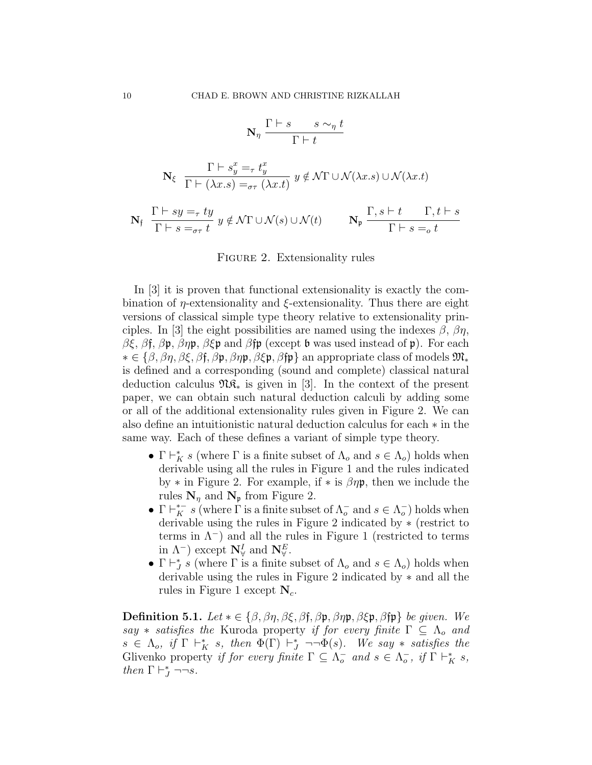$$\mathbf{N}_\eta \ \frac{\Gamma \vdash s \qquad s \sim_\eta t}{\Gamma \vdash t}$$

$$\mathbf{N}_\xi \ \ \frac{\Gamma \vdash s^x_y =_\tau t^x_y}{\Gamma \vdash (\lambda x.s) =_{\sigma\tau} (\lambda x.t)} \ y \notin \mathcal{N}\Gamma \cup \mathcal{N}(\lambda x.s) \cup \mathcal{N}(\lambda x.t)$$

$$\mathbf{N}_\mathfrak{f} \ \ \frac{\Gamma \vdash sy =_\tau ty}{\Gamma \vdash s =_{\sigma\tau} t} \ y \notin \mathcal{N}\Gamma \cup \mathcal{N}(s) \cup \mathcal{N}(t) \qquad \mathbf{N}_\mathfrak{p} \ \frac{\Gamma, s \vdash t \qquad \Gamma, t \vdash s}{\Gamma \vdash s =_o t}$$

Figure 2. Extensionality rules

In [3] it is proven that functional extensionality is exactly the combination of $\eta$-extensionality and $\xi$-extensionality. Thus there are eight versions of classical simple type theory relative to extensionality principles. In [3] the eight possibilities are named using the indexes $\beta$, $\beta\eta$, $\beta\xi$, $\beta\mathfrak{f}$, $\beta\mathfrak{p}$, $\beta\eta\mathfrak{p}$, $\beta\xi\mathfrak{p}$ and $\beta\mathfrak{f}\mathfrak{p}$ (except $\mathfrak{b}$ was used instead of $\mathfrak{p}$). For each $* \in \{\beta, \beta\eta, \beta\xi, \beta\mathfrak{f}, \beta\mathfrak{p}, \beta\eta\mathfrak{p}, \beta\xi\mathfrak{p}, \beta\mathfrak{f}\mathfrak{p}\}$ an appropriate class of models $\mathfrak{M}_*$ is defined and a corresponding (sound and complete) classical natural deduction calculus $\mathfrak{NK}_*$ is given in [3]. In the context of the present paper, we can obtain such natural deduction calculi by adding some or all of the additional extensionality rules given in Figure 2. We can also define an intuitionistic natural deduction calculus for each $*$ in the same way. Each of these defines a variant of simple type theory.

- $\Gamma \vdash^*_K s$ (where $\Gamma$ is a finite subset of $\Lambda_o$ and $s \in \Lambda_o$) holds when derivable using all the rules in Figure 1 and the rules indicated by $*$ in Figure 2. For example, if $*$ is $\beta\eta\mathfrak{p}$, then we include the rules $\mathbf{N}_\eta$ and $\mathbf{N}_\mathfrak{p}$ from Figure 2.
- $\Gamma \vdash^{*-}_K s$ (where $\Gamma$ is a finite subset of $\Lambda^-_o$ and $s \in \Lambda^-_o$) holds when derivable using the rules in Figure 2 indicated by $*$ (restrict to terms in $\Lambda^-$) and all the rules in Figure 1 (restricted to terms in $\Lambda^-$) except $\mathbf{N}^I_\forall$ and $\mathbf{N}^E_\forall$.
- $\Gamma \vdash^*_J s$ (where $\Gamma$ is a finite subset of $\Lambda_o$ and $s \in \Lambda_o$) holds when derivable using the rules in Figure 2 indicated by $*$ and all the rules in Figure 1 except $\mathbf{N}_c$.

**Definition 5.1.** *Let $* \in \{\beta, \beta\eta, \beta\xi, \beta\mathfrak{f}, \beta\mathfrak{p}, \beta\eta\mathfrak{p}, \beta\xi\mathfrak{p}, \beta\mathfrak{f}\mathfrak{p}\}$ be given. We say $*$ satisfies the* Kuroda property *if for every finite $\Gamma \subseteq \Lambda_o$ and $s \in \Lambda_o$, if $\Gamma \vdash^*_K s$, then $\Phi(\Gamma) \vdash^*_J \neg\neg\Phi(s)$. We say $*$ satisfies the* Glivenko property *if for every finite $\Gamma \subseteq \Lambda^-_o$ and $s \in \Lambda^-_o$, if $\Gamma \vdash^*_K s$, then $\Gamma \vdash^*_J \neg\neg s$.*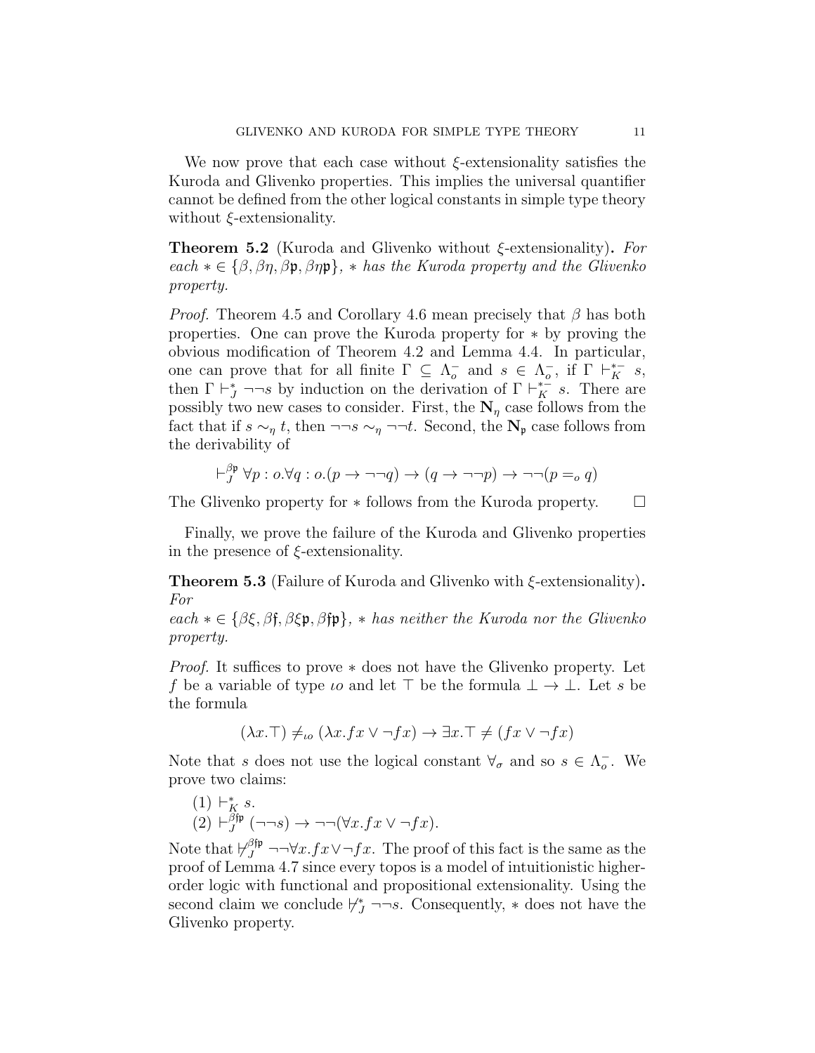We now prove that each case without $\xi$-extensionality satisfies the Kuroda and Glivenko properties. This implies the universal quantifier cannot be defined from the other logical constants in simple type theory without $\xi$-extensionality.

**Theorem 5.2** (Kuroda and Glivenko without $\xi$-extensionality)**.** *For each $* \in \{\beta, \beta\eta, \beta\mathfrak{p}, \beta\eta\mathfrak{p}\}$, $*$ has the Kuroda property and the Glivenko property.*

*Proof.* Theorem 4.5 and Corollary 4.6 mean precisely that $\beta$ has both properties. One can prove the Kuroda property for $*$ by proving the obvious modification of Theorem 4.2 and Lemma 4.4. In particular, one can prove that for all finite $\Gamma \subseteq \Lambda_o^-$ and $s \in \Lambda_o^-$, if $\Gamma \vdash_K^{*-} s$, then $\Gamma \vdash_J^{*} \neg\neg s$ by induction on the derivation of $\Gamma \vdash_K^{*-} s$. There are possibly two new cases to consider. First, the $\mathbf{N}_\eta$ case follows from the fact that if $s \sim_\eta t$, then $\neg\neg s \sim_\eta \neg\neg t$. Second, the $\mathbf{N}_\mathfrak{p}$ case follows from the derivability of

$$\vdash_J^{\beta\mathfrak{p}} \forall p : o.\forall q : o.(p \to \neg\neg q) \to (q \to \neg\neg p) \to \neg\neg(p =_o q)$$

The Glivenko property for $*$ follows from the Kuroda property. $\square$

Finally, we prove the failure of the Kuroda and Glivenko properties in the presence of $\xi$-extensionality.

**Theorem 5.3** (Failure of Kuroda and Glivenko with $\xi$-extensionality)**.** *For each $* \in \{\beta\xi, \beta\mathfrak{f}, \beta\xi\mathfrak{p}, \beta\mathfrak{f}\mathfrak{p}\}$, $*$ has neither the Kuroda nor the Glivenko property.*

*Proof.* It suffices to prove $*$ does not have the Glivenko property. Let $f$ be a variable of type $\iota o$ and let $\top$ be the formula $\bot \to \bot$. Let $s$ be the formula

$$(\lambda x.\top) \neq_{\iota o} (\lambda x.fx \vee \neg fx) \to \exists x.\top \neq (fx \vee \neg fx)$$

Note that $s$ does not use the logical constant $\forall_\sigma$ and so $s \in \Lambda_o^-$. We prove two claims:

(1) $\vdash_K^{*} s$.
(2) $\vdash_J^{\beta\mathfrak{f}\mathfrak{p}} (\neg\neg s) \to \neg\neg(\forall x.fx \vee \neg fx)$.

Note that $\nvdash_J^{\beta\mathfrak{f}\mathfrak{p}} \neg\neg\forall x.fx \vee \neg fx$. The proof of this fact is the same as the proof of Lemma 4.7 since every topos is a model of intuitionistic higher-order logic with functional and propositional extensionality. Using the second claim we conclude $\nvdash_J^{*} \neg\neg s$. Consequently, $*$ does not have the Glivenko property.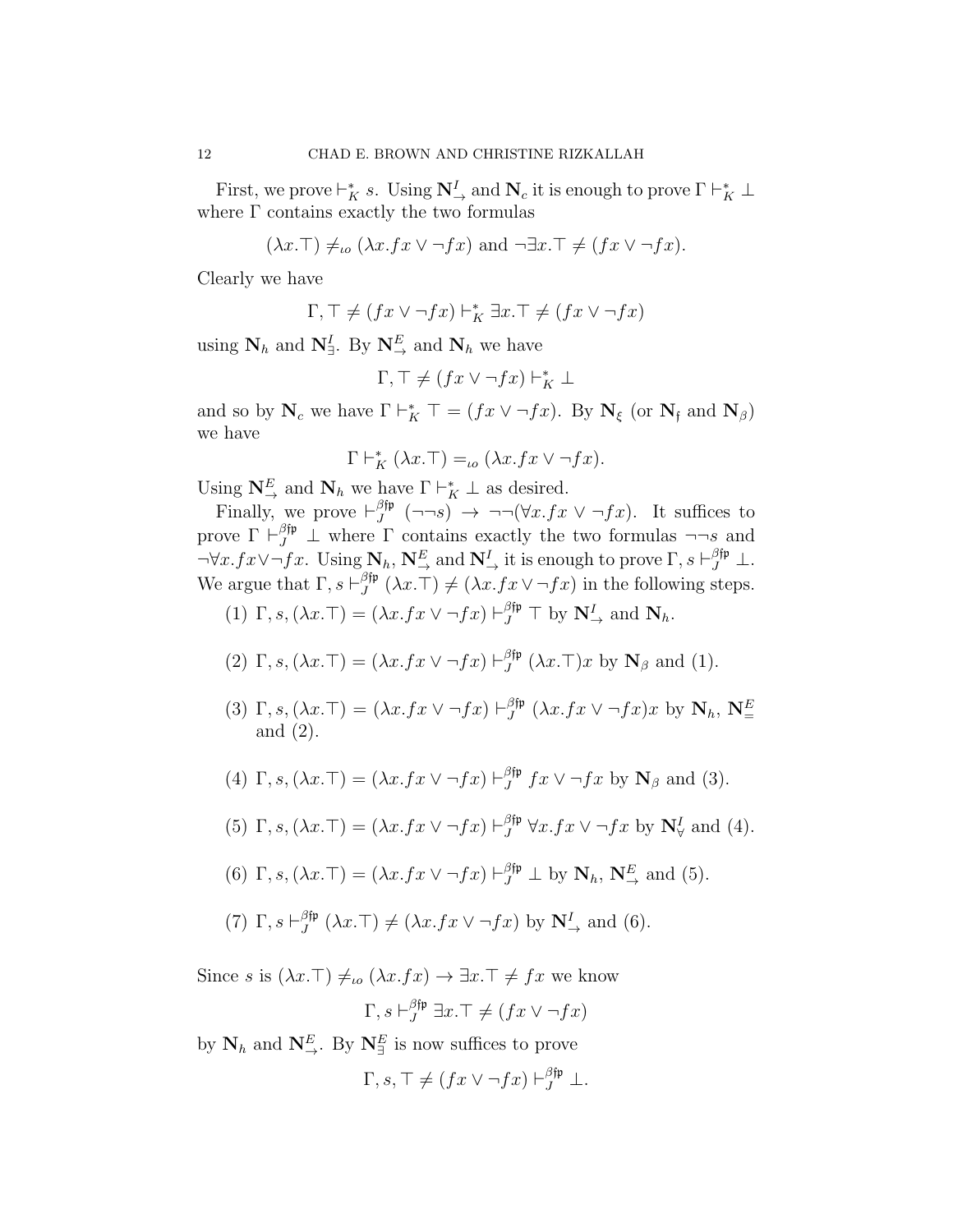First, we prove $\vdash^*_K s$. Using $\mathbf{N}^I_\rightarrow$ and $\mathbf{N}_c$ it is enough to prove $\Gamma \vdash^*_K \bot$ where $\Gamma$ contains exactly the two formulas

$$(\lambda x.\top) \neq_{\iota o} (\lambda x.fx \vee \neg fx) \text{ and } \neg\exists x.\top \neq (fx \vee \neg fx).$$

Clearly we have

$$\Gamma, \top \neq (fx \vee \neg fx) \vdash^*_K \exists x.\top \neq (fx \vee \neg fx)$$

using $\mathbf{N}_h$ and $\mathbf{N}^I_\exists$. By $\mathbf{N}^E_\rightarrow$ and $\mathbf{N}_h$ we have

$$\Gamma, \top \neq (fx \vee \neg fx) \vdash^*_K \bot$$

and so by $\mathbf{N}_c$ we have $\Gamma \vdash^*_K \top = (fx \vee \neg fx)$. By $\mathbf{N}_\xi$ (or $\mathbf{N}_\mathfrak{f}$ and $\mathbf{N}_\beta$) we have

$$\Gamma \vdash^*_K (\lambda x.\top) =_{\iota o} (\lambda x.fx \vee \neg fx).$$

Using $\mathbf{N}^E_\rightarrow$ and $\mathbf{N}_h$ we have $\Gamma \vdash^*_K \bot$ as desired.

Finally, we prove $\vdash^{\beta\mathfrak{fp}}_J (\neg\neg s) \rightarrow \neg\neg(\forall x.fx \vee \neg fx)$. It suffices to prove $\Gamma \vdash^{\beta\mathfrak{fp}}_J \bot$ where $\Gamma$ contains exactly the two formulas $\neg\neg s$ and $\neg\forall x.fx \vee \neg fx$. Using $\mathbf{N}_h$, $\mathbf{N}^E_\rightarrow$ and $\mathbf{N}^I_\rightarrow$ it is enough to prove $\Gamma, s \vdash^{\beta\mathfrak{fp}}_J \bot$. We argue that $\Gamma, s \vdash^{\beta\mathfrak{fp}}_J (\lambda x.\top) \neq (\lambda x.fx \vee \neg fx)$ in the following steps.

(1) $\Gamma, s, (\lambda x.\top) = (\lambda x.fx \vee \neg fx) \vdash^{\beta\mathfrak{fp}}_J \top$ by $\mathbf{N}^I_\rightarrow$ and $\mathbf{N}_h$.

(2) $\Gamma, s, (\lambda x.\top) = (\lambda x.fx \vee \neg fx) \vdash^{\beta\mathfrak{fp}}_J (\lambda x.\top)x$ by $\mathbf{N}_\beta$ and (1).

(3) $\Gamma, s, (\lambda x.\top) = (\lambda x.fx \vee \neg fx) \vdash^{\beta\mathfrak{fp}}_J (\lambda x.fx \vee \neg fx)x$ by $\mathbf{N}_h$, $\mathbf{N}^E_=$ and (2).

(4) $\Gamma, s, (\lambda x.\top) = (\lambda x.fx \vee \neg fx) \vdash^{\beta\mathfrak{fp}}_J fx \vee \neg fx$ by $\mathbf{N}_\beta$ and (3).

(5) $\Gamma, s, (\lambda x.\top) = (\lambda x.fx \vee \neg fx) \vdash^{\beta\mathfrak{fp}}_J \forall x.fx \vee \neg fx$ by $\mathbf{N}^I_\forall$ and (4).

(6) $\Gamma, s, (\lambda x.\top) = (\lambda x.fx \vee \neg fx) \vdash^{\beta\mathfrak{fp}}_J \bot$ by $\mathbf{N}_h$, $\mathbf{N}^E_\rightarrow$ and (5).

(7) $\Gamma, s \vdash^{\beta\mathfrak{fp}}_J (\lambda x.\top) \neq (\lambda x.fx \vee \neg fx)$ by $\mathbf{N}^I_\rightarrow$ and (6).

Since $s$ is $(\lambda x.\top) \neq_{\iota o} (\lambda x.fx) \rightarrow \exists x.\top \neq fx$ we know

$$\Gamma, s \vdash^{\beta\mathfrak{fp}}_J \exists x.\top \neq (fx \vee \neg fx)$$

by $\mathbf{N}_h$ and $\mathbf{N}^E_\rightarrow$. By $\mathbf{N}^E_\exists$ is now suffices to prove

$$\Gamma, s, \top \neq (fx \vee \neg fx) \vdash^{\beta\mathfrak{fp}}_J \bot.$$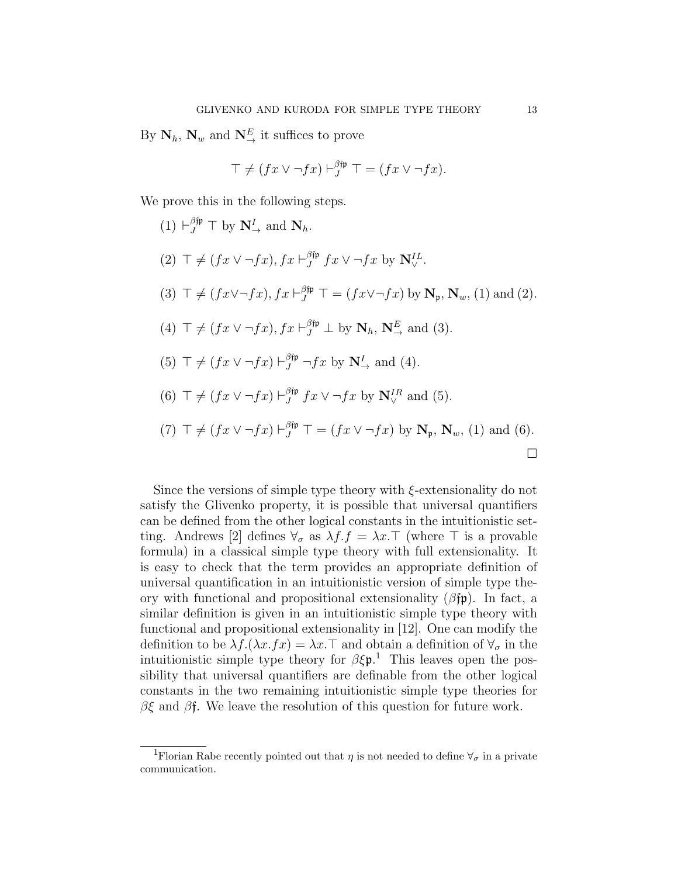By $\mathbf{N}_h$, $\mathbf{N}_w$ and $\mathbf{N}^E_\rightarrow$ it suffices to prove

$$\top \neq (fx \vee \neg fx) \vdash^{\beta\mathfrak{fp}}_{J} \top = (fx \vee \neg fx).$$

We prove this in the following steps.

(1) $\vdash^{\beta\mathfrak{fp}}_{J} \top$ by $\mathbf{N}^I_\rightarrow$ and $\mathbf{N}_h$.

(2) $\top \neq (fx \vee \neg fx), fx \vdash^{\beta\mathfrak{fp}}_{J} fx \vee \neg fx$ by $\mathbf{N}^{IL}_\vee$.

(3) $\top \neq (fx \vee \neg fx), fx \vdash^{\beta\mathfrak{fp}}_{J} \top = (fx \vee \neg fx)$ by $\mathbf{N}_\mathfrak{p}$, $\mathbf{N}_w$, (1) and (2).

(4) $\top \neq (fx \vee \neg fx), fx \vdash^{\beta\mathfrak{fp}}_{J} \bot$ by $\mathbf{N}_h$, $\mathbf{N}^E_\rightarrow$ and (3).

(5) $\top \neq (fx \vee \neg fx) \vdash^{\beta\mathfrak{fp}}_{J} \neg fx$ by $\mathbf{N}^I_\rightarrow$ and (4).

(6) $\top \neq (fx \vee \neg fx) \vdash^{\beta\mathfrak{fp}}_{J} fx \vee \neg fx$ by $\mathbf{N}^{IR}_\vee$ and (5).

(7) $\top \neq (fx \vee \neg fx) \vdash^{\beta\mathfrak{fp}}_{J} \top = (fx \vee \neg fx)$ by $\mathbf{N}_\mathfrak{p}$, $\mathbf{N}_w$, (1) and (6).

∎

Since the versions of simple type theory with $\xi$-extensionality do not satisfy the Glivenko property, it is possible that universal quantifiers can be defined from the other logical constants in the intuitionistic setting. Andrews [2] defines $\forall_\sigma$ as $\lambda f.f = \lambda x.\top$ (where $\top$ is a provable formula) in a classical simple type theory with full extensionality. It is easy to check that the term provides an appropriate definition of universal quantification in an intuitionistic version of simple type theory with functional and propositional extensionality ($\beta\mathfrak{fp}$). In fact, a similar definition is given in an intuitionistic simple type theory with functional and propositional extensionality in [12]. One can modify the definition to be $\lambda f.(\lambda x.fx) = \lambda x.\top$ and obtain a definition of $\forall_\sigma$ in the intuitionistic simple type theory for $\beta\xi\mathfrak{p}$.[1] This leaves open the possibility that universal quantifiers are definable from the other logical constants in the two remaining intuitionistic simple type theories for $\beta\xi$ and $\beta\mathfrak{f}$. We leave the resolution of this question for future work.

---

[1] Florian Rabe recently pointed out that $\eta$ is not needed to define $\forall_\sigma$ in a private communication.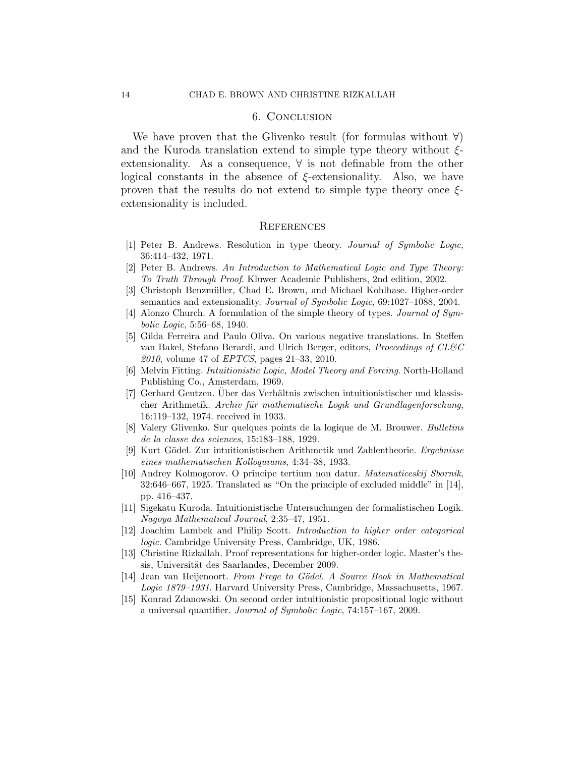## 6. Conclusion

We have proven that the Glivenko result (for formulas without $\forall$) and the Kuroda translation extend to simple type theory without $\xi$-extensionality. As a consequence, $\forall$ is not definable from the other logical constants in the absence of $\xi$-extensionality. Also, we have proven that the results do not extend to simple type theory once $\xi$-extensionality is included.

## References

[1] Peter B. Andrews. Resolution in type theory. *Journal of Symbolic Logic*, 36:414–432, 1971.

[2] Peter B. Andrews. *An Introduction to Mathematical Logic and Type Theory: To Truth Through Proof*. Kluwer Academic Publishers, 2nd edition, 2002.

[3] Christoph Benzmüller, Chad E. Brown, and Michael Kohlhase. Higher-order semantics and extensionality. *Journal of Symbolic Logic*, 69:1027–1088, 2004.

[4] Alonzo Church. A formulation of the simple theory of types. *Journal of Symbolic Logic*, 5:56–68, 1940.

[5] Gilda Ferreira and Paulo Oliva. On various negative translations. In Steffen van Bakel, Stefano Berardi, and Ulrich Berger, editors, *Proceedings of CL&C 2010*, volume 47 of *EPTCS*, pages 21–33, 2010.

[6] Melvin Fitting. *Intuitionistic Logic, Model Theory and Forcing*. North-Holland Publishing Co., Amsterdam, 1969.

[7] Gerhard Gentzen. Über das Verhältnis zwischen intuitionistischer und klassischer Arithmetik. *Archiv für mathematische Logik und Grundlagenforschung*, 16:119–132, 1974. received in 1933.

[8] Valery Glivenko. Sur quelques points de la logique de M. Brouwer. *Bulletins de la classe des sciences*, 15:183–188, 1929.

[9] Kurt Gödel. Zur intuitionistischen Arithmetik und Zahlentheorie. *Ergebnisse eines mathematischen Kolloquiums*, 4:34–38, 1933.

[10] Andrey Kolmogorov. O principe tertium non datur. *Matematiceskij Sbornik*, 32:646–667, 1925. Translated as "On the principle of excluded middle" in [14], pp. 416–437.

[11] Sigekatu Kuroda. Intuitionistische Untersuchungen der formalistischen Logik. *Nagoya Mathematical Journal*, 2:35–47, 1951.

[12] Joachim Lambek and Philip Scott. *Introduction to higher order categorical logic*. Cambridge University Press, Cambridge, UK, 1986.

[13] Christine Rizkallah. Proof representations for higher-order logic. Master's thesis, Universität des Saarlandes, December 2009.

[14] Jean van Heijenoort. *From Frege to Gödel. A Source Book in Mathematical Logic 1879–1931*. Harvard University Press, Cambridge, Massachusetts, 1967.

[15] Konrad Zdanowski. On second order intuitionistic propositional logic without a universal quantifier. *Journal of Symbolic Logic*, 74:157–167, 2009.